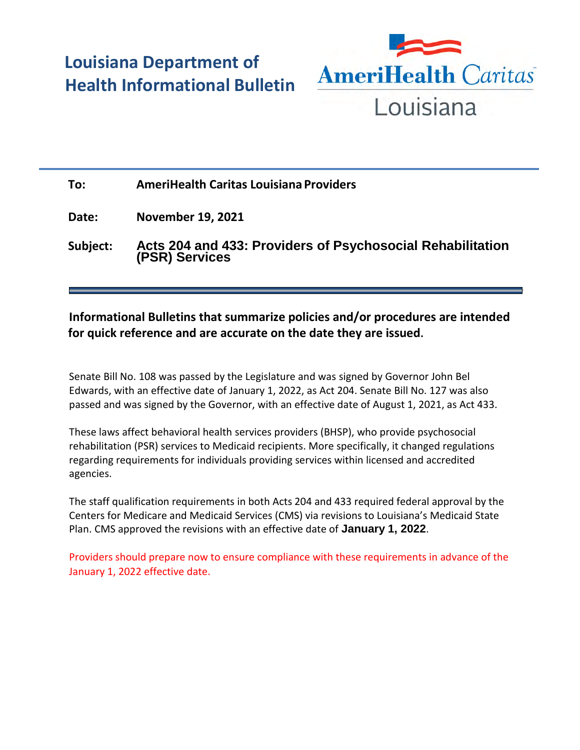# Louisiana Department of Health Informational Bulletin

AmeriHealth Caritas Louisiana

**To:** **AmeriHealth Caritas Louisiana Providers**

**Date:** **November 19, 2021**

**Subject:** **Acts 204 and 433: Providers of Psychosocial Rehabilitation (PSR) Services**

---

**Informational Bulletins that summarize policies and/or procedures are intended for quick reference and are accurate on the date they are issued.**

Senate Bill No. 108 was passed by the Legislature and was signed by Governor John Bel Edwards, with an effective date of January 1, 2022, as Act 204. Senate Bill No. 127 was also passed and was signed by the Governor, with an effective date of August 1, 2021, as Act 433.

These laws affect behavioral health services providers (BHSP), who provide psychosocial rehabilitation (PSR) services to Medicaid recipients. More specifically, it changed regulations regarding requirements for individuals providing services within licensed and accredited agencies.

The staff qualification requirements in both Acts 204 and 433 required federal approval by the Centers for Medicare and Medicaid Services (CMS) via revisions to Louisiana's Medicaid State Plan. CMS approved the revisions with an effective date of **January 1, 2022**.

Providers should prepare now to ensure compliance with these requirements in advance of the January 1, 2022 effective date.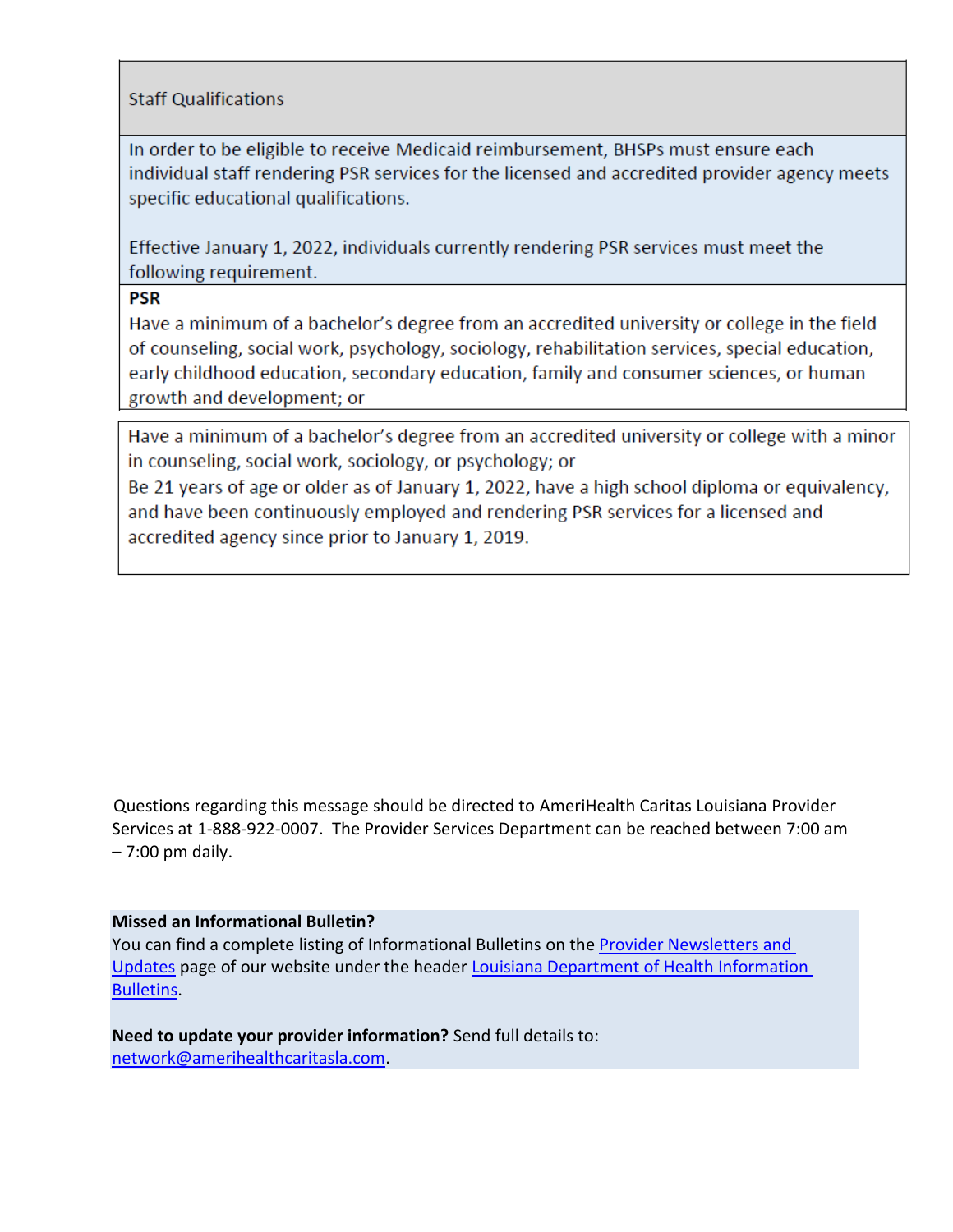| Staff Qualifications |
| --- |
| In order to be eligible to receive Medicaid reimbursement, BHSPs must ensure each individual staff rendering PSR services for the licensed and accredited provider agency meets specific educational qualifications.<br><br>Effective January 1, 2022, individuals currently rendering PSR services must meet the following requirement. |
| **PSR**<br>Have a minimum of a bachelor's degree from an accredited university or college in the field of counseling, social work, psychology, sociology, rehabilitation services, special education, early childhood education, secondary education, family and consumer sciences, or human growth and development; or |
| Have a minimum of a bachelor's degree from an accredited university or college with a minor in counseling, social work, sociology, or psychology; or<br>Be 21 years of age or older as of January 1, 2022, have a high school diploma or equivalency, and have been continuously employed and rendering PSR services for a licensed and accredited agency since prior to January 1, 2019. |

Questions regarding this message should be directed to AmeriHealth Caritas Louisiana Provider Services at 1-888-922-0007. The Provider Services Department can be reached between 7:00 am – 7:00 pm daily.

**Missed an Informational Bulletin?**
You can find a complete listing of Informational Bulletins on the [Provider Newsletters and Updates] page of our website under the header [Louisiana Department of Health Information Bulletins].

**Need to update your provider information?** Send full details to: network@amerihealthcaritasla.com.